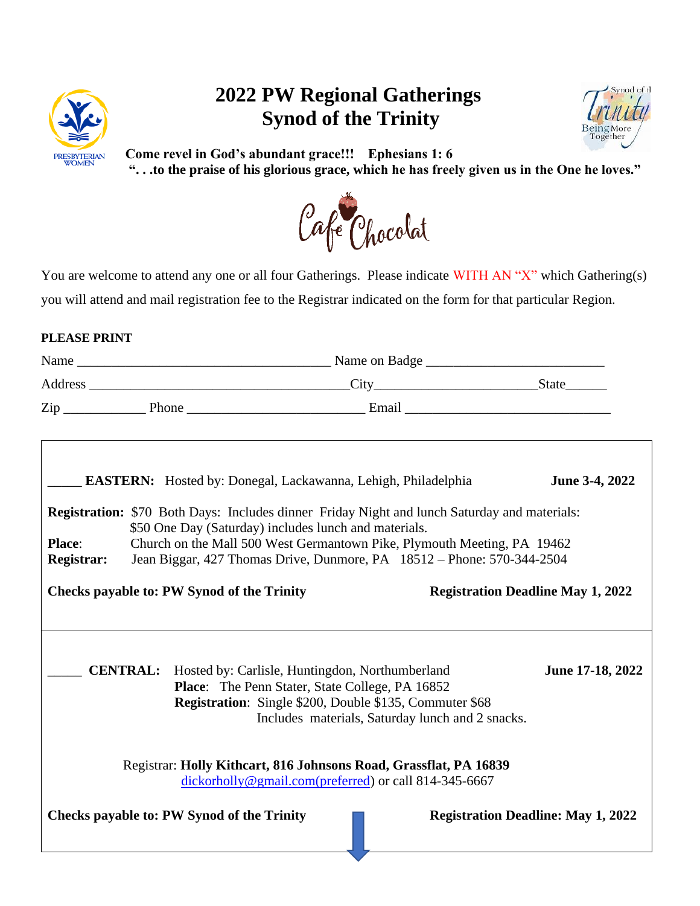# 2022 PW Regional Gatherings
# Synod of the Trinity

**Come revel in God's abundant grace!!! Ephesians 1: 6**
**". . .to the praise of his glorious grace, which he has freely given us in the One he loves."**

Café Chocolat

You are welcome to attend any one or all four Gatherings. Please indicate WITH AN "X" which Gathering(s) you will attend and mail registration fee to the Registrar indicated on the form for that particular Region.

**PLEASE PRINT**

Name ____________________________________ Name on Badge __________________________

Address ______________________________________City______________________State______

Zip ___________ Phone __________________________ Email ______________________________

---

_____ **EASTERN:** Hosted by: Donegal, Lackawanna, Lehigh, Philadelphia **June 3-4, 2022**

**Registration:** $70 Both Days: Includes dinner Friday Night and lunch Saturday and materials:
$50 One Day (Saturday) includes lunch and materials.

**Place**: Church on the Mall 500 West Germantown Pike, Plymouth Meeting, PA 19462

**Registrar:** Jean Biggar, 427 Thomas Drive, Dunmore, PA 18512 – Phone: 570-344-2504

**Checks payable to: PW Synod of the Trinity** **Registration Deadline May 1, 2022**

---

_____ **CENTRAL:** Hosted by: Carlisle, Huntingdon, Northumberland **June 17-18, 2022**

**Place**: The Penn Stater, State College, PA 16852

**Registration**: Single $200, Double $135, Commuter $68
Includes materials, Saturday lunch and 2 snacks.

Registrar: **Holly Kithcart, 816 Johnsons Road, Grassflat, PA 16839**
dickorholly@gmail.com(preferred) or call 814-345-6667

**Checks payable to: PW Synod of the Trinity** **Registration Deadline: May 1, 2022**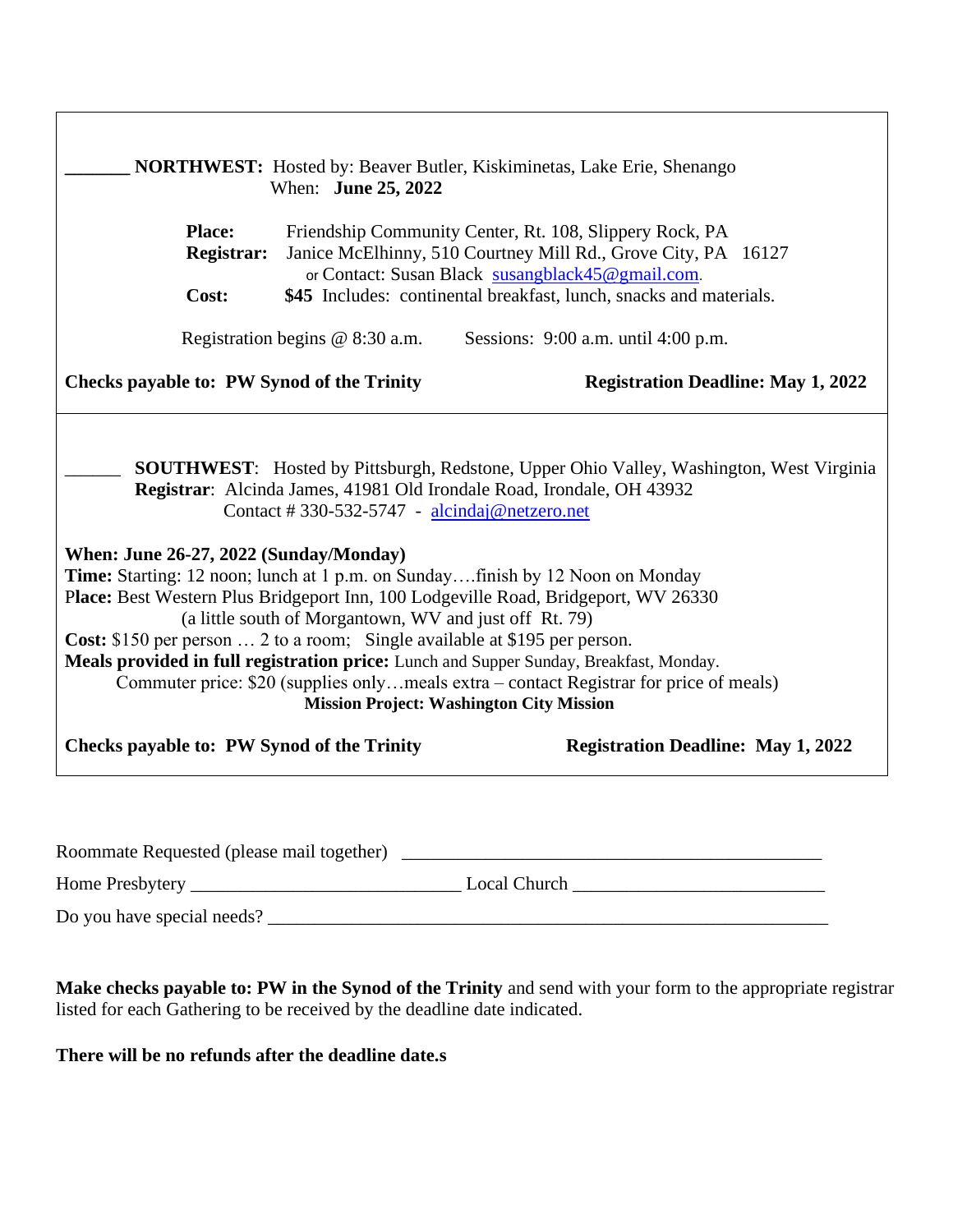_______ **NORTHWEST:** Hosted by: Beaver Butler, Kiskiminetas, Lake Erie, Shenango
When: **June 25, 2022**

**Place:** Friendship Community Center, Rt. 108, Slippery Rock, PA
**Registrar:** Janice McElhinny, 510 Courtney Mill Rd., Grove City, PA 16127
or Contact: Susan Black susangblack45@gmail.com.
**Cost:** **$45** Includes: continental breakfast, lunch, snacks and materials.

Registration begins @ 8:30 a.m. Sessions: 9:00 a.m. until 4:00 p.m.

**Checks payable to: PW Synod of the Trinity** **Registration Deadline: May 1, 2022**

______ **SOUTHWEST**: Hosted by Pittsburgh, Redstone, Upper Ohio Valley, Washington, West Virginia
**Registrar**: Alcinda James, 41981 Old Irondale Road, Irondale, OH 43932
Contact # 330-532-5747 - alcindaj@netzero.net

**When: June 26-27, 2022 (Sunday/Monday)**
**Time:** Starting: 12 noon; lunch at 1 p.m. on Sunday….finish by 12 Noon on Monday
**Place:** Best Western Plus Bridgeport Inn, 100 Lodgeville Road, Bridgeport, WV 26330
(a little south of Morgantown, WV and just off Rt. 79)
**Cost:** $150 per person … 2 to a room; Single available at $195 per person.
**Meals provided in full registration price:** Lunch and Supper Sunday, Breakfast, Monday.
Commuter price: $20 (supplies only…meals extra – contact Registrar for price of meals)
**Mission Project: Washington City Mission**

**Checks payable to: PW Synod of the Trinity** **Registration Deadline: May 1, 2022**

Roommate Requested (please mail together) _______________________________________________

Home Presbytery _____________________________ Local Church ___________________________

Do you have special needs? _______________________________________________________________

**Make checks payable to: PW in the Synod of the Trinity** and send with your form to the appropriate registrar listed for each Gathering to be received by the deadline date indicated.

**There will be no refunds after the deadline date.s**